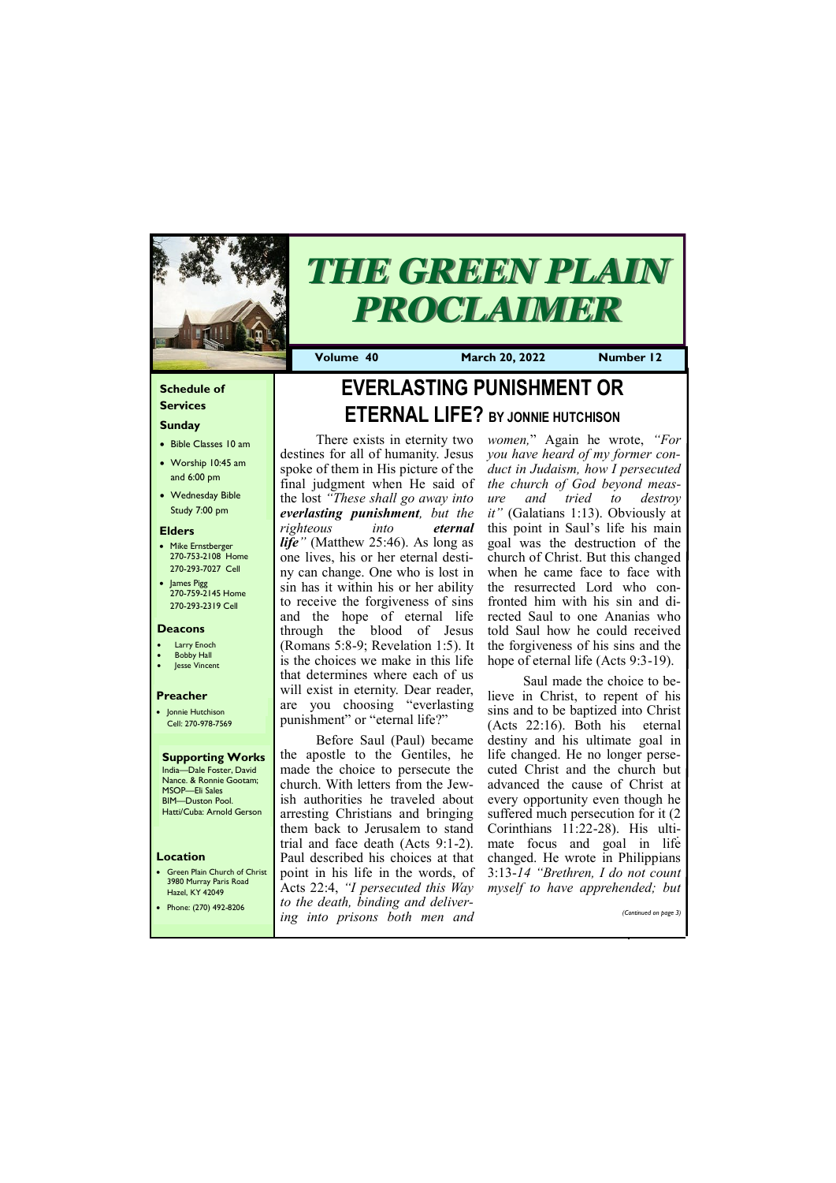# THE GREEN PLAIN PROCLAIMER

**Volume 40** | **March 20, 2022** | **Number 12**

### Schedule of Services

**Sunday**

- Bible Classes 10 am
- Worship 10:45 am and 6:00 pm
- Wednesday Bible Study 7:00 pm

**Elders**

- Mike Ernstberger 270-753-2108 Home 270-293-7027 Cell
- James Pigg 270-759-2145 Home 270-293-2319 Cell

**Deacons**

- Larry Enoch
- Bobby Hall
- Jesse Vincent

**Preacher**

- Jonnie Hutchison Cell: 270-978-7569

**Supporting Works**

India—Dale Foster, David Nance. & Ronnie Gootam; MSOP—Eli Sales BIM—Duston Pool. Hatti/Cuba: Arnold Gerson

**Location**

- Green Plain Church of Christ 3980 Murray Paris Road Hazel, KY 42049
- Phone: (270) 492-8206

## EVERLASTING PUNISHMENT OR ETERNAL LIFE? BY JONNIE HUTCHISON

There exists in eternity two destines for all of humanity. Jesus spoke of them in His picture of the final judgment when He said of the lost *"These shall go away into **everlasting punishment**, but the righteous into **eternal life**"* (Matthew 25:46). As long as one lives, his or her eternal destiny can change. One who is lost in sin has it within his or her ability to receive the forgiveness of sins and the hope of eternal life through the blood of Jesus (Romans 5:8-9; Revelation 1:5). It is the choices we make in this life that determines where each of us will exist in eternity. Dear reader, are you choosing "everlasting punishment" or "eternal life?"

Before Saul (Paul) became the apostle to the Gentiles, he made the choice to persecute the church. With letters from the Jewish authorities he traveled about arresting Christians and bringing them back to Jerusalem to stand trial and face death (Acts 9:1-2). Paul described his choices at that point in his life in the words, of Acts 22:4, *"I persecuted this Way to the death, binding and delivering into prisons both men and women,"* Again he wrote, *"For you have heard of my former conduct in Judaism, how I persecuted the church of God beyond measure and tried to destroy it"* (Galatians 1:13). Obviously at this point in Saul's life his main goal was the destruction of the church of Christ. But this changed when he came face to face with the resurrected Lord who confronted him with his sin and directed Saul to one Ananias who told Saul how he could received the forgiveness of his sins and the hope of eternal life (Acts 9:3-19).

Saul made the choice to believe in Christ, to repent of his sins and to be baptized into Christ (Acts 22:16). Both his eternal destiny and his ultimate goal in life changed. He no longer persecuted Christ and the church but advanced the cause of Christ at every opportunity even though he suffered much persecution for it (2 Corinthians 11:22-28). His ultimate focus and goal in life changed. He wrote in Philippians 3:13-*14 "Brethren, I do not count myself to have apprehended; but*

*(Continued on page 3)*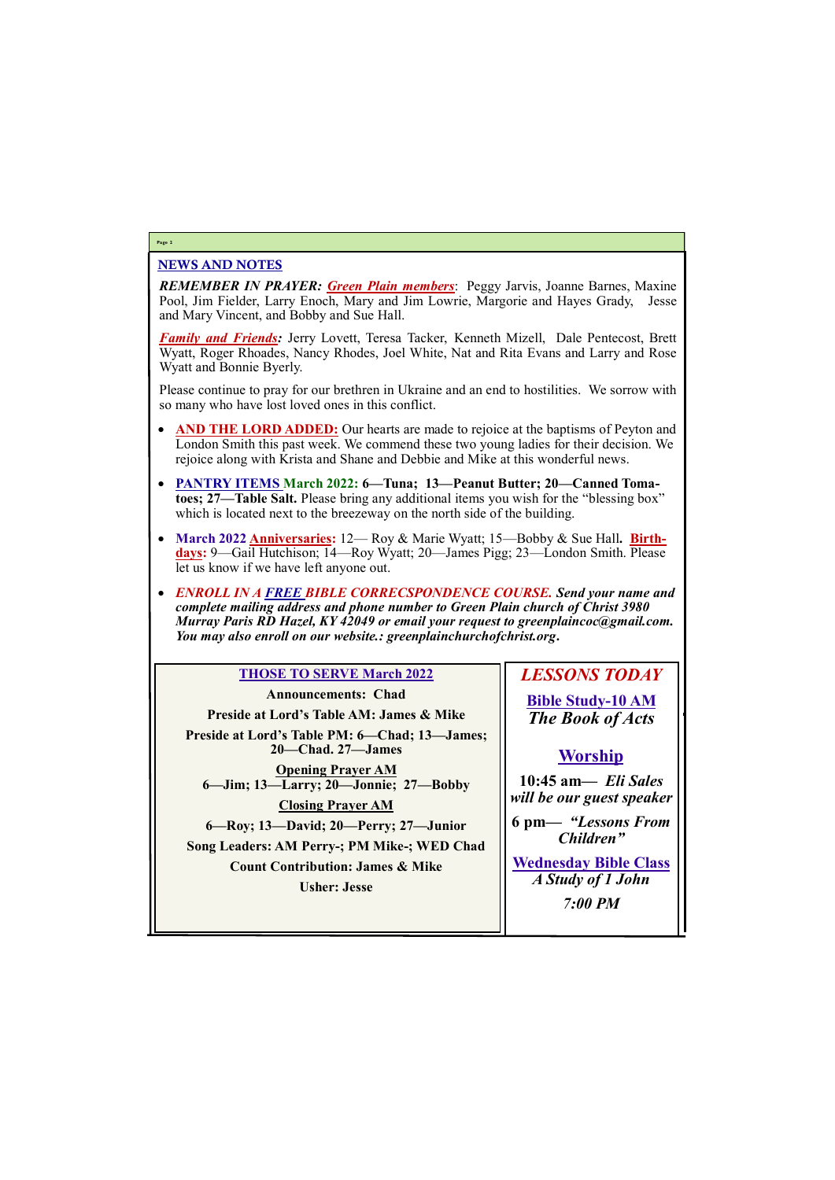## NEWS AND NOTES

***REMEMBER IN PRAYER:*** ***Green Plain members***: Peggy Jarvis, Joanne Barnes, Maxine Pool, Jim Fielder, Larry Enoch, Mary and Jim Lowrie, Margorie and Hayes Grady, Jesse and Mary Vincent, and Bobby and Sue Hall.

***Family and Friends:*** Jerry Lovett, Teresa Tacker, Kenneth Mizell, Dale Pentecost, Brett Wyatt, Roger Rhoades, Nancy Rhodes, Joel White, Nat and Rita Evans and Larry and Rose Wyatt and Bonnie Byerly.

Please continue to pray for our brethren in Ukraine and an end to hostilities. We sorrow with so many who have lost loved ones in this conflict.

- **AND THE LORD ADDED:** Our hearts are made to rejoice at the baptisms of Peyton and London Smith this past week. We commend these two young ladies for their decision. We rejoice along with Krista and Shane and Debbie and Mike at this wonderful news.
- **PANTRY ITEMS March 2022: 6—Tuna; 13—Peanut Butter; 20—Canned Tomatoes; 27—Table Salt.** Please bring any additional items you wish for the "blessing box" which is located next to the breezeway on the north side of the building.
- **March 2022 Anniversaries:** 12— Roy & Marie Wyatt; 15—Bobby & Sue Hall**. Birthdays:** 9—Gail Hutchison; 14—Roy Wyatt; 20—James Pigg; 23—London Smith. Please let us know if we have left anyone out.
- ***ENROLL IN A FREE BIBLE CORRECSPONDENCE COURSE. Send your name and complete mailing address and phone number to Green Plain church of Christ 3980 Murray Paris RD Hazel, KY 42049 or email your request to greenplaincoc@gmail.com. You may also enroll on our website.: greenplainchurchofchrist.org.***

### THOSE TO SERVE March 2022

**Announcements: Chad**

**Preside at Lord's Table AM: James & Mike**

**Preside at Lord's Table PM: 6—Chad; 13—James; 20—Chad. 27—James**

**Opening Prayer AM**
**6—Jim; 13—Larry; 20—Jonnie; 27—Bobby**

**Closing Prayer AM**

**6—Roy; 13—David; 20—Perry; 27—Junior**

**Song Leaders: AM Perry-; PM Mike-; WED Chad**

**Count Contribution: James & Mike**

**Usher: Jesse**

### *LESSONS TODAY*

**Bible Study-10 AM**
***The Book of Acts***

**Worship**

**10:45 am—** ***Eli Sales will be our guest speaker***

**6 pm—** ***"Lessons From Children"***

**Wednesday Bible Class**
***A Study of 1 John***

***7:00 PM***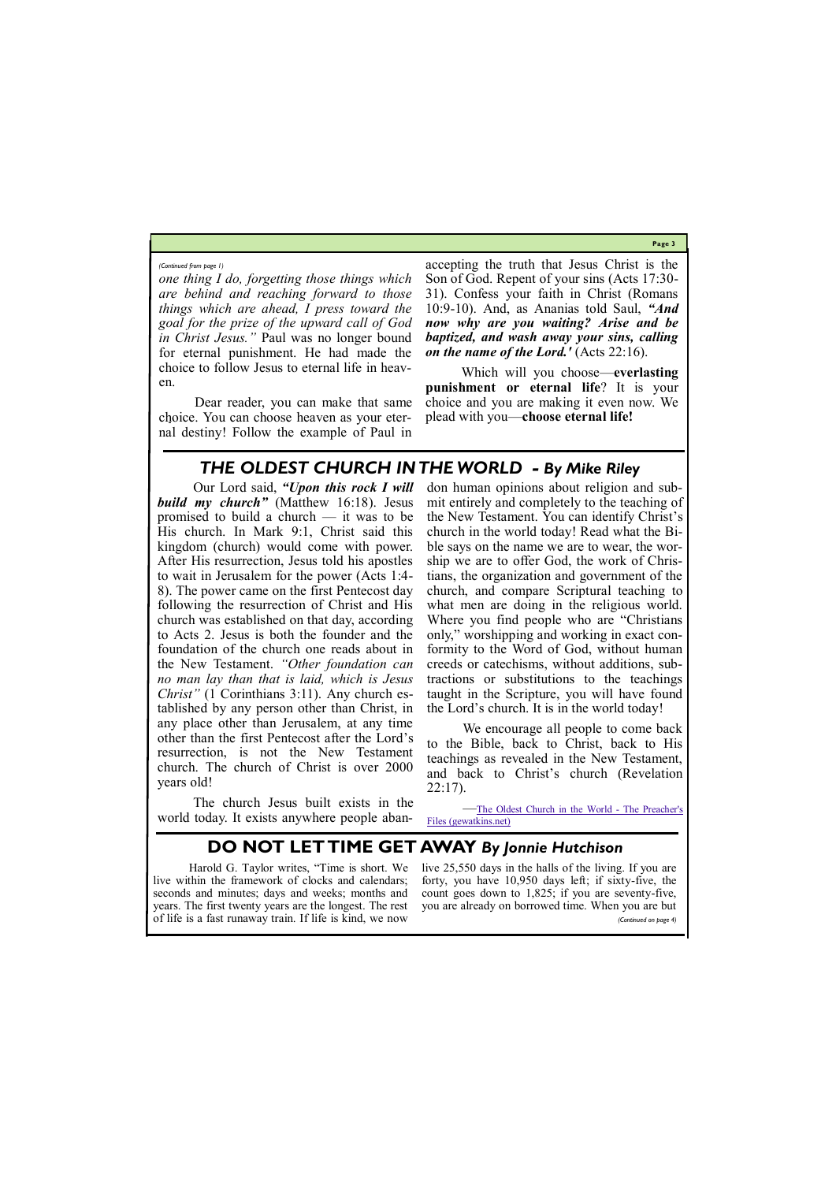*(Continued from page 1)*

*one thing I do, forgetting those things which are behind and reaching forward to those things which are ahead, I press toward the goal for the prize of the upward call of God in Christ Jesus."* Paul was no longer bound for eternal punishment. He had made the choice to follow Jesus to eternal life in heaven.

Dear reader, you can make that same choice. You can choose heaven as your eternal destiny! Follow the example of Paul in accepting the truth that Jesus Christ is the Son of God. Repent of your sins (Acts 17:30-31). Confess your faith in Christ (Romans 10:9-10). And, as Ananias told Saul, ***"And now why are you waiting? Arise and be baptized, and wash away your sins, calling on the name of the Lord.'*** (Acts 22:16).

Which will you choose—**everlasting punishment or eternal life**? It is your choice and you are making it even now. We plead with you—**choose eternal life!**

## *THE OLDEST CHURCH IN THE WORLD - By Mike Riley*

Our Lord said, ***"Upon this rock I will build my church"*** (Matthew 16:18). Jesus promised to build a church — it was to be His church. In Mark 9:1, Christ said this kingdom (church) would come with power. After His resurrection, Jesus told his apostles to wait in Jerusalem for the power (Acts 1:4-8). The power came on the first Pentecost day following the resurrection of Christ and His church was established on that day, according to Acts 2. Jesus is both the founder and the foundation of the church one reads about in the New Testament. *"Other foundation can no man lay than that is laid, which is Jesus Christ"* (1 Corinthians 3:11). Any church established by any person other than Christ, in any place other than Jerusalem, at any time other than the first Pentecost after the Lord's resurrection, is not the New Testament church. The church of Christ is over 2000 years old!

The church Jesus built exists in the world today. It exists anywhere people abandon human opinions about religion and submit entirely and completely to the teaching of the New Testament. You can identify Christ's church in the world today! Read what the Bible says on the name we are to wear, the worship we are to offer God, the work of Christians, the organization and government of the church, and compare Scriptural teaching to what men are doing in the religious world. Where you find people who are "Christians only," worshipping and working in exact conformity to the Word of God, without human creeds or catechisms, without additions, subtractions or substitutions to the teachings taught in the Scripture, you will have found the Lord's church. It is in the world today!

We encourage all people to come back to the Bible, back to Christ, back to His teachings as revealed in the New Testament, and back to Christ's church (Revelation 22:17).

—The Oldest Church in the World - The Preacher's Files (gewatkins.net)

## DO NOT LET TIME GET AWAY *By Jonnie Hutchison*

Harold G. Taylor writes, "Time is short. We live within the framework of clocks and calendars; seconds and minutes; days and weeks; months and years. The first twenty years are the longest. The rest of life is a fast runaway train. If life is kind, we now live 25,550 days in the halls of the living. If you are forty, you have 10,950 days left; if sixty-five, the count goes down to 1,825; if you are seventy-five, you are already on borrowed time. When you are but

*(Continued on page 4)*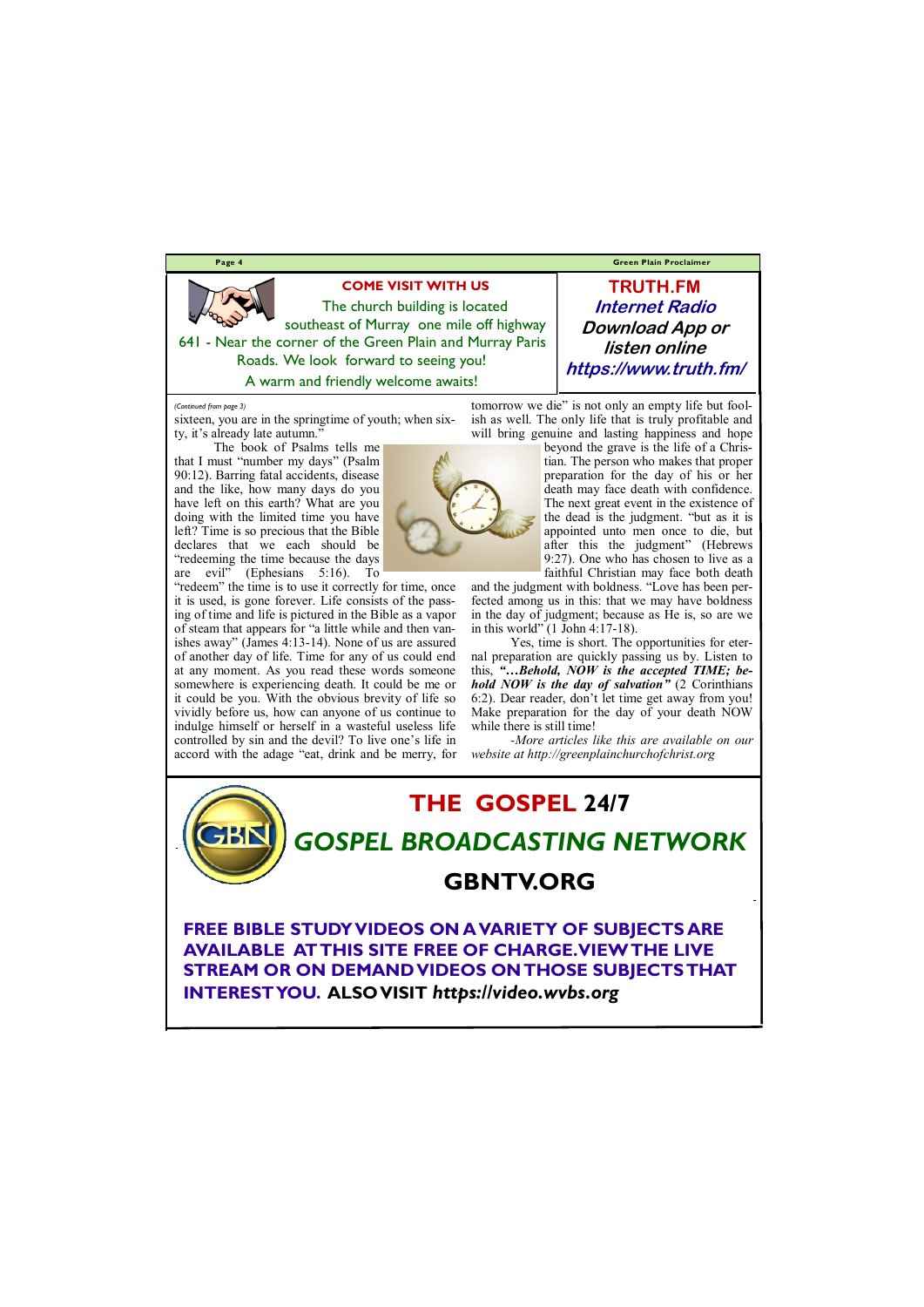## COME VISIT WITH US

The church building is located southeast of Murray one mile off highway 641 - Near the corner of the Green Plain and Murray Paris Roads. We look forward to seeing you!

A warm and friendly welcome awaits!

## TRUTH.FM

*Internet Radio*

***Download App or listen online***

***https://www.truth.fm/***

*(Continued from page 3)*

sixteen, you are in the springtime of youth; when sixty, it's already late autumn."

The book of Psalms tells me that I must "number my days" (Psalm 90:12). Barring fatal accidents, disease and the like, how many days do you have left on this earth? What are you doing with the limited time you have left? Time is so precious that the Bible declares that we each should be "redeeming the time because the days are evil" (Ephesians 5:16). To "redeem" the time is to use it correctly for time, once it is used, is gone forever. Life consists of the passing of time and life is pictured in the Bible as a vapor of steam that appears for "a little while and then vanishes away" (James 4:13-14). None of us are assured of another day of life. Time for any of us could end at any moment. As you read these words someone somewhere is experiencing death. It could be me or it could be you. With the obvious brevity of life so vividly before us, how can anyone of us continue to indulge himself or herself in a wasteful useless life controlled by sin and the devil? To live one's life in accord with the adage "eat, drink and be merry, for tomorrow we die" is not only an empty life but foolish as well. The only life that is truly profitable and will bring genuine and lasting happiness and hope beyond the grave is the life of a Christian. The person who makes that proper preparation for the day of his or her death may face death with confidence. The next great event in the existence of the dead is the judgment. "but as it is appointed unto men once to die, but after this the judgment" (Hebrews 9:27). One who has chosen to live as a faithful Christian may face both death and the judgment with boldness. "Love has been perfected among us in this: that we may have boldness in the day of judgment; because as He is, so are we in this world" (1 John 4:17-18).

Yes, time is short. The opportunities for eternal preparation are quickly passing us by. Listen to this, ***"…Behold, NOW is the accepted TIME; behold NOW is the day of salvation"*** (2 Corinthians 6:2). Dear reader, don't let time get away from you! Make preparation for the day of your death NOW while there is still time!

*-More articles like this are available on our website at http://greenplainchurchofchrist.org*

# THE GOSPEL 24/7

## *GOSPEL BROADCASTING NETWORK*

## GBNTV.ORG

**FREE BIBLE STUDY VIDEOS ON A VARIETY OF SUBJECTS ARE AVAILABLE AT THIS SITE FREE OF CHARGE. VIEW THE LIVE STREAM OR ON DEMAND VIDEOS ON THOSE SUBJECTS THAT INTEREST YOU. ALSO VISIT *https://video.wvbs.org***